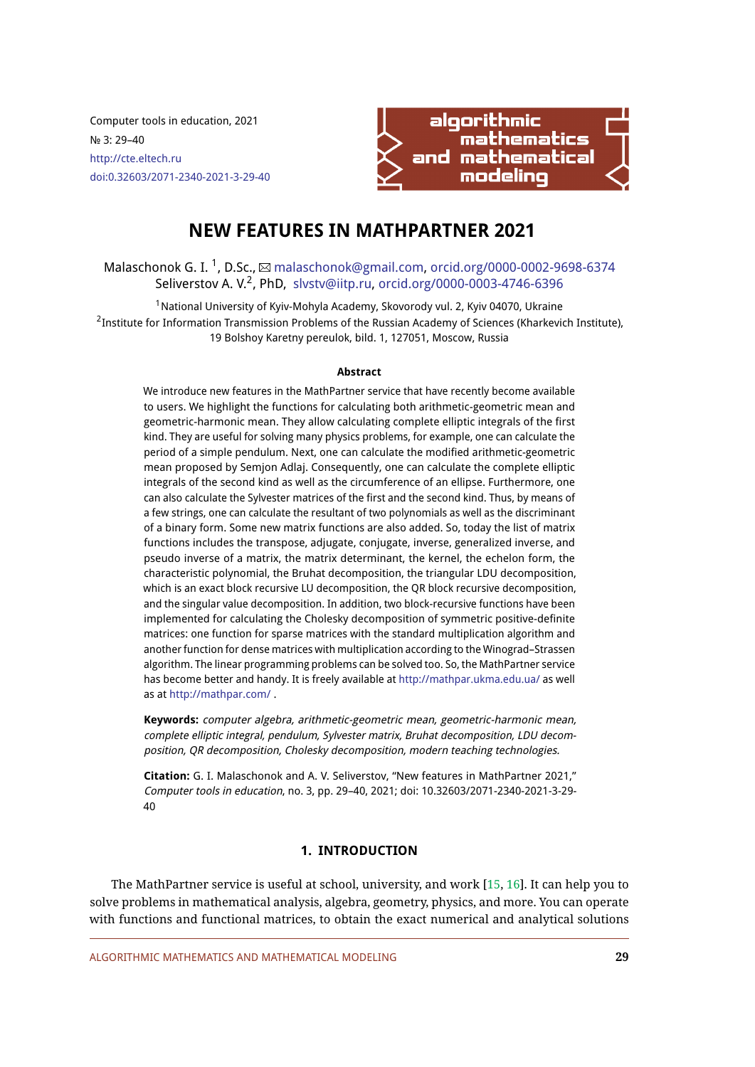Computer tools in education, 2021
№ 3: 29–40
http://cte.eltech.ru
doi:0.32603/2071-2340-2021-3-29-40

# NEW FEATURES IN MATHPARTNER 2021

Malaschonok G. I. [1], D.Sc., ✉ malaschonok@gmail.com, orcid.org/0000-0002-9698-6374
Seliverstov A. V.[2], PhD, slvstv@iitp.ru, orcid.org/0000-0003-4746-6396

[1]National University of Kyiv-Mohyla Academy, Skovorody vul. 2, Kyiv 04070, Ukraine
[2]Institute for Information Transmission Problems of the Russian Academy of Sciences (Kharkevich Institute), 19 Bolshoy Karetny pereulok, bild. 1, 127051, Moscow, Russia

### Abstract

We introduce new features in the MathPartner service that have recently become available to users. We highlight the functions for calculating both arithmetic-geometric mean and geometric-harmonic mean. They allow calculating complete elliptic integrals of the first kind. They are useful for solving many physics problems, for example, one can calculate the period of a simple pendulum. Next, one can calculate the modified arithmetic-geometric mean proposed by Semjon Adlaj. Consequently, one can calculate the complete elliptic integrals of the second kind as well as the circumference of an ellipse. Furthermore, one can also calculate the Sylvester matrices of the first and the second kind. Thus, by means of a few strings, one can calculate the resultant of two polynomials as well as the discriminant of a binary form. Some new matrix functions are also added. So, today the list of matrix functions includes the transpose, adjugate, conjugate, inverse, generalized inverse, and pseudo inverse of a matrix, the matrix determinant, the kernel, the echelon form, the characteristic polynomial, the Bruhat decomposition, the triangular LDU decomposition, which is an exact block recursive LU decomposition, the QR block recursive decomposition, and the singular value decomposition. In addition, two block-recursive functions have been implemented for calculating the Cholesky decomposition of symmetric positive-definite matrices: one function for sparse matrices with the standard multiplication algorithm and another function for dense matrices with multiplication according to the Winograd–Strassen algorithm. The linear programming problems can be solved too. So, the MathPartner service has become better and handy. It is freely available at http://mathpar.ukma.edu.ua/ as well as at http://mathpar.com/ .

**Keywords:** *computer algebra, arithmetic-geometric mean, geometric-harmonic mean, complete elliptic integral, pendulum, Sylvester matrix, Bruhat decomposition, LDU decomposition, QR decomposition, Cholesky decomposition, modern teaching technologies.*

**Citation:** G. I. Malaschonok and A. V. Seliverstov, "New features in MathPartner 2021," *Computer tools in education*, no. 3, pp. 29–40, 2021; doi: 10.32603/2071-2340-2021-3-29-40

## 1. INTRODUCTION

The MathPartner service is useful at school, university, and work [15, 16]. It can help you to solve problems in mathematical analysis, algebra, geometry, physics, and more. You can operate with functions and functional matrices, to obtain the exact numerical and analytical solutions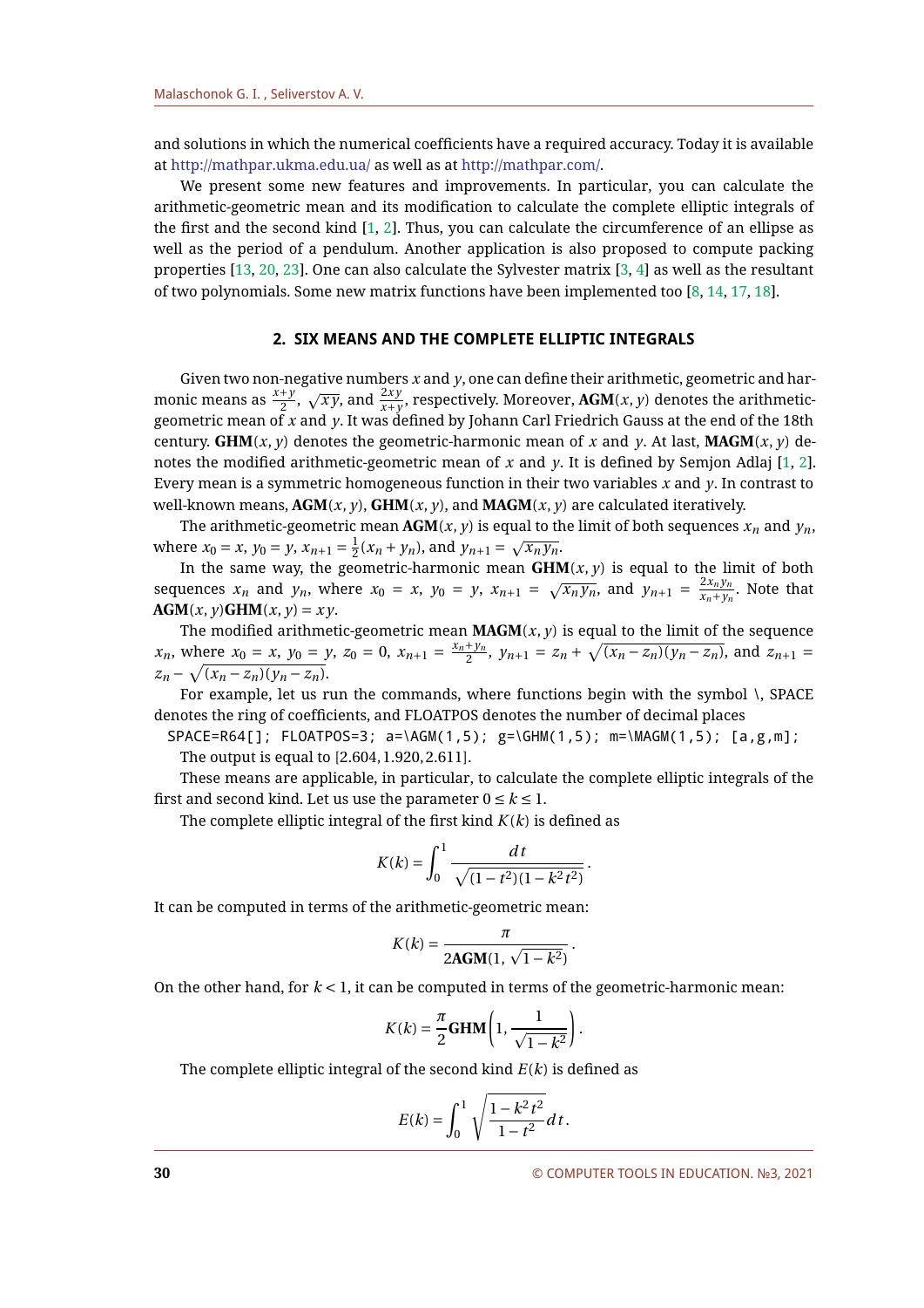and solutions in which the numerical coefficients have a required accuracy. Today it is available at http://mathpar.ukma.edu.ua/ as well as at http://mathpar.com/.

We present some new features and improvements. In particular, you can calculate the arithmetic-geometric mean and its modification to calculate the complete elliptic integrals of the first and the second kind [1, 2]. Thus, you can calculate the circumference of an ellipse as well as the period of a pendulum. Another application is also proposed to compute packing properties [13, 20, 23]. One can also calculate the Sylvester matrix [3, 4] as well as the resultant of two polynomials. Some new matrix functions have been implemented too [8, 14, 17, 18].

## 2. SIX MEANS AND THE COMPLETE ELLIPTIC INTEGRALS

Given two non-negative numbers $x$ and $y$, one can define their arithmetic, geometric and harmonic means as $\frac{x+y}{2}$, $\sqrt{xy}$, and $\frac{2xy}{x+y}$, respectively. Moreover, $\mathbf{AGM}(x,y)$ denotes the arithmetic-geometric mean of $x$ and $y$. It was defined by Johann Carl Friedrich Gauss at the end of the 18th century. $\mathbf{GHM}(x,y)$ denotes the geometric-harmonic mean of $x$ and $y$. At last, $\mathbf{MAGM}(x,y)$ denotes the modified arithmetic-geometric mean of $x$ and $y$. It is defined by Semjon Adlaj [1, 2]. Every mean is a symmetric homogeneous function in their two variables $x$ and $y$. In contrast to well-known means, $\mathbf{AGM}(x,y)$, $\mathbf{GHM}(x,y)$, and $\mathbf{MAGM}(x,y)$ are calculated iteratively.

The arithmetic-geometric mean $\mathbf{AGM}(x,y)$ is equal to the limit of both sequences $x_n$ and $y_n$, where $x_0 = x$, $y_0 = y$, $x_{n+1} = \frac{1}{2}(x_n + y_n)$, and $y_{n+1} = \sqrt{x_n y_n}$.

In the same way, the geometric-harmonic mean $\mathbf{GHM}(x,y)$ is equal to the limit of both sequences $x_n$ and $y_n$, where $x_0 = x$, $y_0 = y$, $x_{n+1} = \sqrt{x_n y_n}$, and $y_{n+1} = \frac{2x_n y_n}{x_n + y_n}$. Note that $\mathbf{AGM}(x,y)\mathbf{GHM}(x,y) = xy$.

The modified arithmetic-geometric mean $\mathbf{MAGM}(x,y)$ is equal to the limit of the sequence $x_n$, where $x_0 = x$, $y_0 = y$, $z_0 = 0$, $x_{n+1} = \frac{x_n + y_n}{2}$, $y_{n+1} = z_n + \sqrt{(x_n - z_n)(y_n - z_n)}$, and $z_{n+1} = z_n - \sqrt{(x_n - z_n)(y_n - z_n)}$.

For example, let us run the commands, where functions begin with the symbol \, SPACE denotes the ring of coefficients, and FLOATPOS denotes the number of decimal places

```
SPACE=R64[]; FLOATPOS=3; a=\AGM(1,5); g=\GHM(1,5); m=\MAGM(1,5); [a,g,m];
```

The output is equal to $[2.604, 1.920, 2.611]$.

These means are applicable, in particular, to calculate the complete elliptic integrals of the first and second kind. Let us use the parameter $0 \le k \le 1$.

The complete elliptic integral of the first kind $K(k)$ is defined as

$$K(k) = \int_0^1 \frac{dt}{\sqrt{(1-t^2)(1-k^2t^2)}}.$$

It can be computed in terms of the arithmetic-geometric mean:

$$K(k) = \frac{\pi}{2\mathbf{AGM}(1, \sqrt{1-k^2})}.$$

On the other hand, for $k < 1$, it can be computed in terms of the geometric-harmonic mean:

$$K(k) = \frac{\pi}{2}\mathbf{GHM}\left(1, \frac{1}{\sqrt{1-k^2}}\right).$$

The complete elliptic integral of the second kind $E(k)$ is defined as

$$E(k) = \int_0^1 \sqrt{\frac{1-k^2t^2}{1-t^2}}\,dt.$$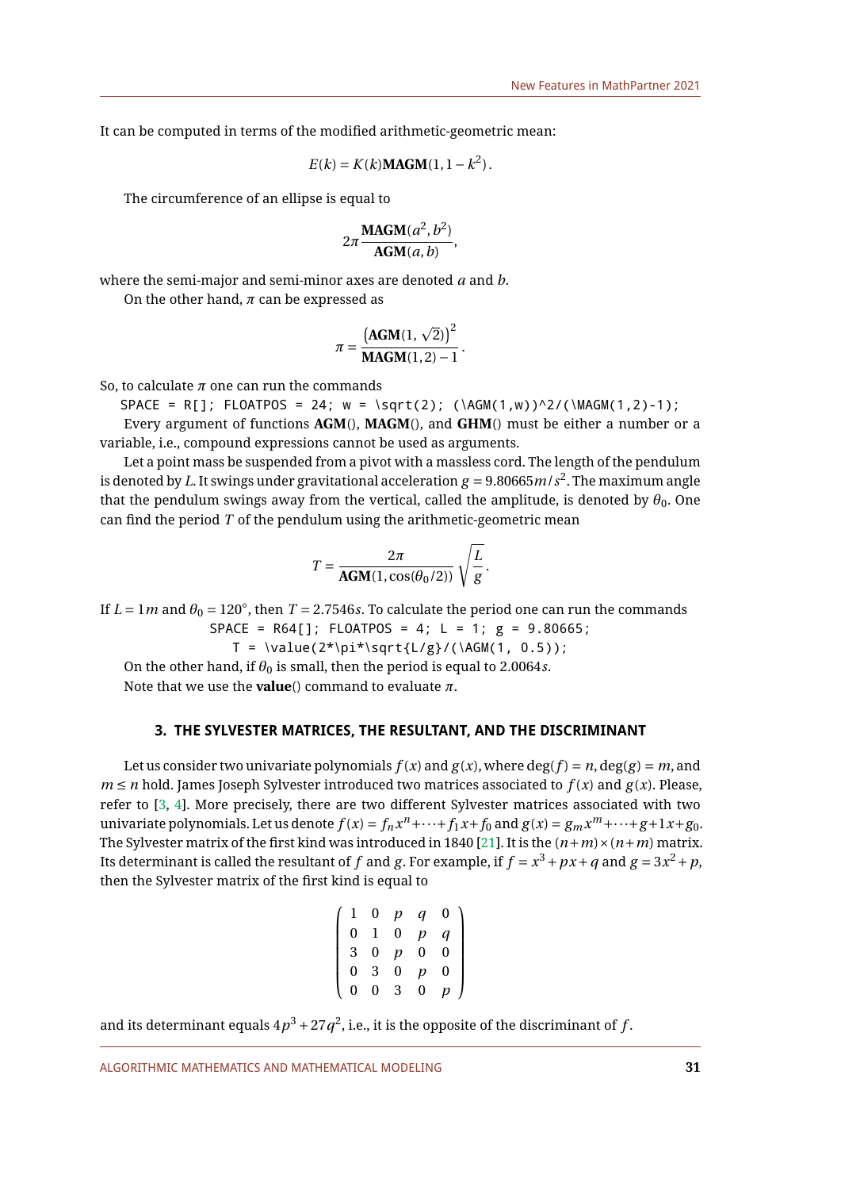It can be computed in terms of the modified arithmetic-geometric mean:

$$E(k) = K(k)\mathbf{MAGM}(1, 1-k^2).$$

The circumference of an ellipse is equal to

$$2\pi \frac{\mathbf{MAGM}(a^2, b^2)}{\mathbf{AGM}(a, b)},$$

where the semi-major and semi-minor axes are denoted $a$ and $b$.

On the other hand, $\pi$ can be expressed as

$$\pi = \frac{\left(\mathbf{AGM}(1, \sqrt{2})\right)^2}{\mathbf{MAGM}(1,2)-1}.$$

So, to calculate $\pi$ one can run the commands

```
SPACE = R[]; FLOATPOS = 24; w = \sqrt(2); (\AGM(1,w))^2/(\MAGM(1,2)-1);
```

Every argument of functions **AGM**(), **MAGM**(), and **GHM**() must be either a number or a variable, i.e., compound expressions cannot be used as arguments.

Let a point mass be suspended from a pivot with a massless cord. The length of the pendulum is denoted by $L$. It swings under gravitational acceleration $g = 9.80665 m/s^2$. The maximum angle that the pendulum swings away from the vertical, called the amplitude, is denoted by $\theta_0$. One can find the period $T$ of the pendulum using the arithmetic-geometric mean

$$T = \frac{2\pi}{\mathbf{AGM}(1, \cos(\theta_0/2))} \sqrt{\frac{L}{g}}.$$

If $L = 1m$ and $\theta_0 = 120°$, then $T = 2.7546s$. To calculate the period one can run the commands

```
SPACE = R64[]; FLOATPOS = 4; L = 1; g = 9.80665;
    T = \value(2*\pi*\sqrt{L/g}/(\AGM(1, 0.5));
```

On the other hand, if $\theta_0$ is small, then the period is equal to $2.0064s$.

Note that we use the **value**() command to evaluate $\pi$.

## 3. THE SYLVESTER MATRICES, THE RESULTANT, AND THE DISCRIMINANT

Let us consider two univariate polynomials $f(x)$ and $g(x)$, where $\deg(f) = n$, $\deg(g) = m$, and $m \leq n$ hold. James Joseph Sylvester introduced two matrices associated to $f(x)$ and $g(x)$. Please, refer to [3, 4]. More precisely, there are two different Sylvester matrices associated with two univariate polynomials. Let us denote $f(x) = f_n x^n + \cdots + f_1 x + f_0$ and $g(x) = g_m x^m + \cdots + g + 1x + g_0$. The Sylvester matrix of the first kind was introduced in 1840 [21]. It is the $(n+m)\times(n+m)$ matrix. Its determinant is called the resultant of $f$ and $g$. For example, if $f = x^3 + px + q$ and $g = 3x^2 + p$, then the Sylvester matrix of the first kind is equal to

$$\begin{pmatrix} 1 & 0 & p & q & 0 \\ 0 & 1 & 0 & p & q \\ 3 & 0 & p & 0 & 0 \\ 0 & 3 & 0 & p & 0 \\ 0 & 0 & 3 & 0 & p \end{pmatrix}$$

and its determinant equals $4p^3 + 27q^2$, i.e., it is the opposite of the discriminant of $f$.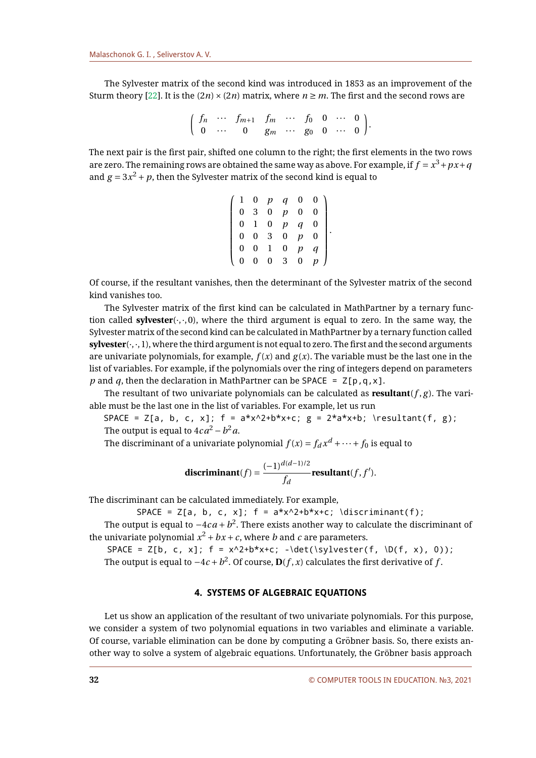The Sylvester matrix of the second kind was introduced in 1853 as an improvement of the Sturm theory [22]. It is the $(2n) \times (2n)$ matrix, where $n \geq m$. The first and the second rows are

$$\begin{pmatrix} f_n & \cdots & f_{m+1} & f_m & \cdots & f_0 & 0 & \cdots & 0 \\ 0 & \cdots & 0 & g_m & \cdots & g_0 & 0 & \cdots & 0 \end{pmatrix}.$$

The next pair is the first pair, shifted one column to the right; the first elements in the two rows are zero. The remaining rows are obtained the same way as above. For example, if $f = x^3 + px + q$ and $g = 3x^2 + p$, then the Sylvester matrix of the second kind is equal to

$$\begin{pmatrix} 1 & 0 & p & q & 0 & 0 \\ 0 & 3 & 0 & p & 0 & 0 \\ 0 & 1 & 0 & p & q & 0 \\ 0 & 0 & 3 & 0 & p & 0 \\ 0 & 0 & 1 & 0 & p & q \\ 0 & 0 & 0 & 3 & 0 & p \end{pmatrix}.$$

Of course, if the resultant vanishes, then the determinant of the Sylvester matrix of the second kind vanishes too.

The Sylvester matrix of the first kind can be calculated in MathPartner by a ternary function called **sylvester**$(\cdot,\cdot,0)$, where the third argument is equal to zero. In the same way, the Sylvester matrix of the second kind can be calculated in MathPartner by a ternary function called **sylvester**$(\cdot,\cdot,1)$, where the third argument is not equal to zero. The first and the second arguments are univariate polynomials, for example, $f(x)$ and $g(x)$. The variable must be the last one in the list of variables. For example, if the polynomials over the ring of integers depend on parameters $p$ and $q$, then the declaration in MathPartner can be `SPACE = Z[p,q,x]`.

The resultant of two univariate polynomials can be calculated as **resultant**$(f, g)$. The variable must be the last one in the list of variables. For example, let us run

```
SPACE = Z[a, b, c, x]; f = a*x^2+b*x+c; g = 2*a*x+b; \resultant(f, g);
```

The output is equal to $4ca^2 - b^2a$.

The discriminant of a univariate polynomial $f(x) = f_d x^d + \cdots + f_0$ is equal to

$$\textbf{discriminant}(f) = \frac{(-1)^{d(d-1)/2}}{f_d}\textbf{resultant}(f, f').$$

The discriminant can be calculated immediately. For example,

```
SPACE = Z[a, b, c, x]; f = a*x^2+b*x+c; \discriminant(f);
```

The output is equal to $-4ca + b^2$. There exists another way to calculate the discriminant of the univariate polynomial $x^2 + bx + c$, where $b$ and $c$ are parameters.

```
SPACE = Z[b, c, x]; f = x^2+b*x+c; -\det(\sylvester(f, \D(f, x), 0));
```

The output is equal to $-4c + b^2$. Of course, $\mathbf{D}(f, x)$ calculates the first derivative of $f$.

## 4. SYSTEMS OF ALGEBRAIC EQUATIONS

Let us show an application of the resultant of two univariate polynomials. For this purpose, we consider a system of two polynomial equations in two variables and eliminate a variable. Of course, variable elimination can be done by computing a Gröbner basis. So, there exists another way to solve a system of algebraic equations. Unfortunately, the Gröbner basis approach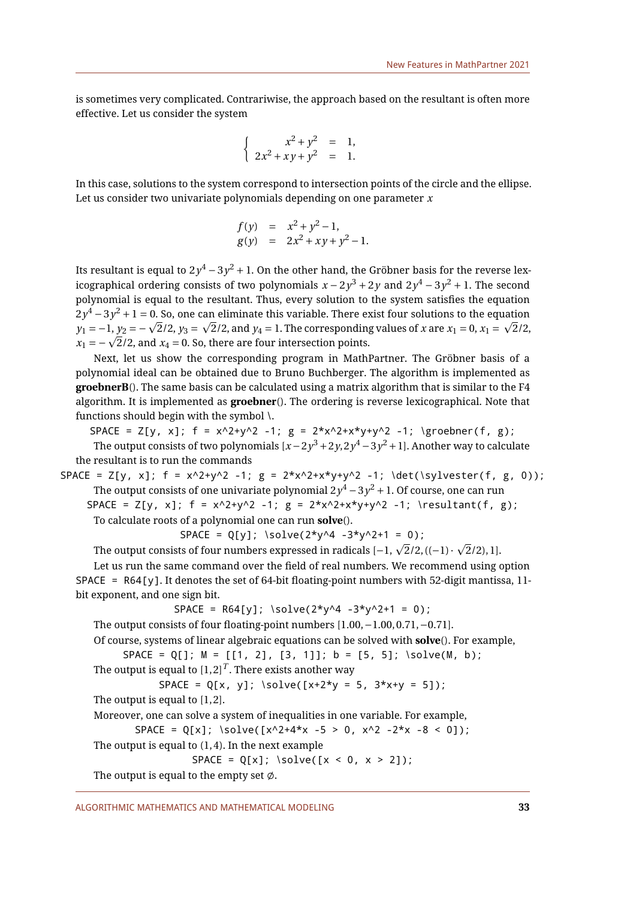is sometimes very complicated. Contrariwise, the approach based on the resultant is often more effective. Let us consider the system

$$\begin{cases} x^2+y^2 &= 1, \\ 2x^2+xy+y^2 &= 1. \end{cases}$$

In this case, solutions to the system correspond to intersection points of the circle and the ellipse. Let us consider two univariate polynomials depending on one parameter $x$

$$\begin{aligned} f(y) &= x^2+y^2-1, \\ g(y) &= 2x^2+xy+y^2-1. \end{aligned}$$

Its resultant is equal to $2y^4-3y^2+1$. On the other hand, the Gröbner basis for the reverse lexicographical ordering consists of two polynomials $x-2y^3+2y$ and $2y^4-3y^2+1$. The second polynomial is equal to the resultant. Thus, every solution to the system satisfies the equation $2y^4-3y^2+1=0$. So, one can eliminate this variable. There exist four solutions to the equation $y_1=-1$, $y_2=-\sqrt{2}/2$, $y_3=\sqrt{2}/2$, and $y_4=1$. The corresponding values of $x$ are $x_1=0$, $x_1=\sqrt{2}/2$, $x_1=-\sqrt{2}/2$, and $x_4=0$. So, there are four intersection points.

Next, let us show the corresponding program in MathPartner. The Gröbner basis of a polynomial ideal can be obtained due to Bruno Buchberger. The algorithm is implemented as **groebnerB**(). The same basis can be calculated using a matrix algorithm that is similar to the F4 algorithm. It is implemented as **groebner**(). The ordering is reverse lexicographical. Note that functions should begin with the symbol \.

```
SPACE = Z[y, x]; f = x^2+y^2 -1; g = 2*x^2+x*y+y^2 -1; \groebner(f, g);
```

The output consists of two polynomials $[x-2y^3+2y, 2y^4-3y^2+1]$. Another way to calculate the resultant is to run the commands

```
SPACE = Z[y, x]; f = x^2+y^2 -1; g = 2*x^2+x*y+y^2 -1; \det(\sylvester(f, g, 0));
```

The output consists of one univariate polynomial $2y^4-3y^2+1$. Of course, one can run

```
SPACE = Z[y, x]; f = x^2+y^2 -1; g = 2*x^2+x*y+y^2 -1; \resultant(f, g);
```

To calculate roots of a polynomial one can run **solve**().

```
SPACE = Q[y]; \solve(2*y^4 -3*y^2+1 = 0);
```

The output consists of four numbers expressed in radicals $[-1, \sqrt{2}/2, ((-1)\cdot\sqrt{2}/2), 1]$.

Let us run the same command over the field of real numbers. We recommend using option `SPACE = R64[y]`. It denotes the set of 64-bit floating-point numbers with 52-digit mantissa, 11-bit exponent, and one sign bit.

```
SPACE = R64[y]; \solve(2*y^4 -3*y^2+1 = 0);
```

The output consists of four floating-point numbers $[1.00, -1.00, 0.71, -0.71]$.

Of course, systems of linear algebraic equations can be solved with **solve**(). For example,

```
SPACE = Q[]; M = [[1, 2], [3, 1]]; b = [5, 5]; \solve(M, b);
```

The output is equal to $[1,2]^T$. There exists another way

```
SPACE = Q[x, y]; \solve([x+2*y = 5, 3*x+y = 5]);
```

The output is equal to $[1,2]$.

Moreover, one can solve a system of inequalities in one variable. For example,

```
SPACE = Q[x]; \solve([x^2+4*x -5 > 0, x^2 -2*x -8 < 0]);
```

The output is equal to $(1,4)$. In the next example

```
SPACE = Q[x]; \solve([x < 0, x > 2]);
```

The output is equal to the empty set $\emptyset$.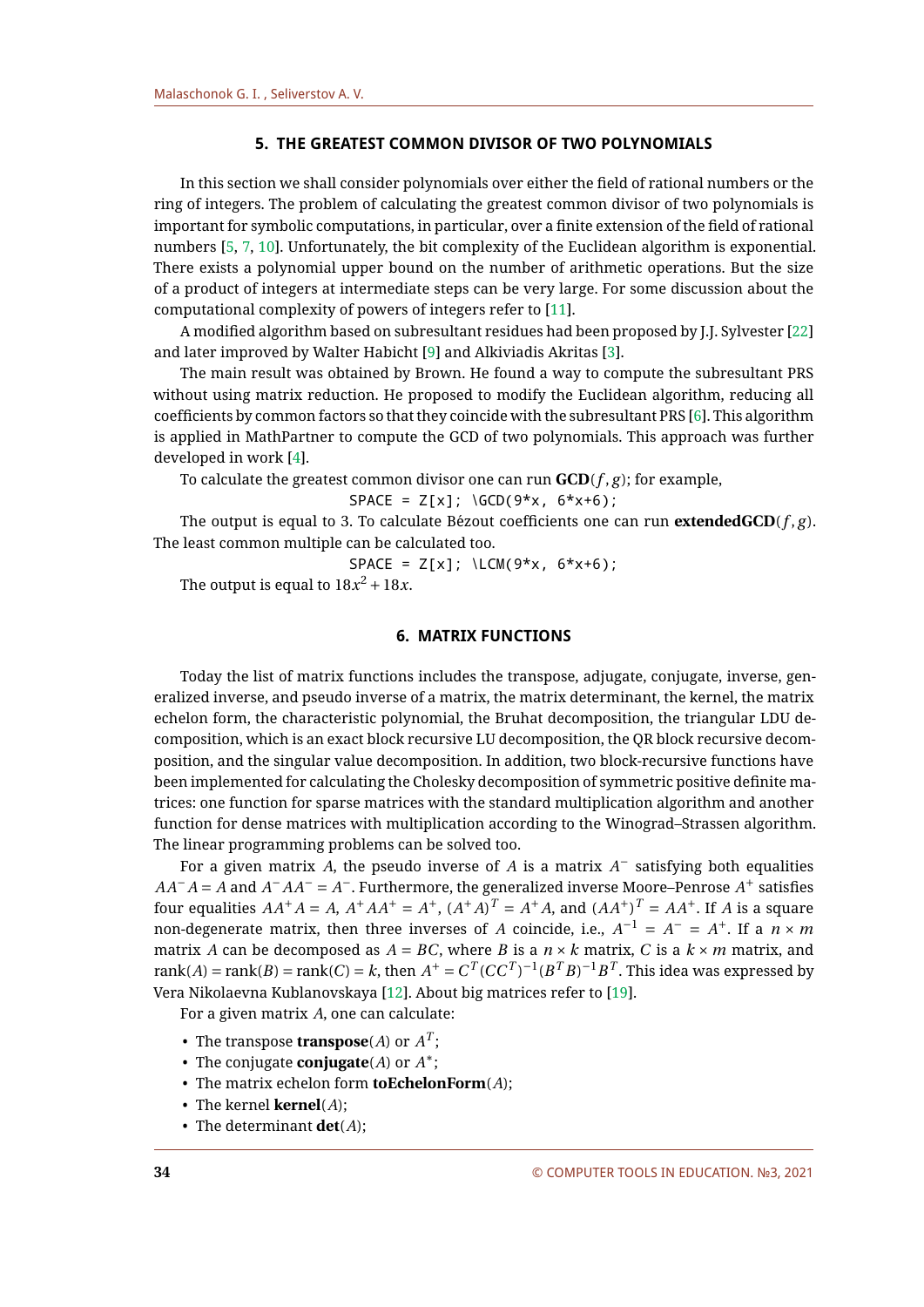## 5. THE GREATEST COMMON DIVISOR OF TWO POLYNOMIALS

In this section we shall consider polynomials over either the field of rational numbers or the ring of integers. The problem of calculating the greatest common divisor of two polynomials is important for symbolic computations, in particular, over a finite extension of the field of rational numbers [5, 7, 10]. Unfortunately, the bit complexity of the Euclidean algorithm is exponential. There exists a polynomial upper bound on the number of arithmetic operations. But the size of a product of integers at intermediate steps can be very large. For some discussion about the computational complexity of powers of integers refer to [11].

A modified algorithm based on subresultant residues had been proposed by J.J. Sylvester [22] and later improved by Walter Habicht [9] and Alkiviadis Akritas [3].

The main result was obtained by Brown. He found a way to compute the subresultant PRS without using matrix reduction. He proposed to modify the Euclidean algorithm, reducing all coefficients by common factors so that they coincide with the subresultant PRS [6]. This algorithm is applied in MathPartner to compute the GCD of two polynomials. This approach was further developed in work [4].

To calculate the greatest common divisor one can run **GCD**$(f, g)$; for example,

```
SPACE = Z[x]; \GCD(9*x, 6*x+6);
```

The output is equal to 3. To calculate Bézout coefficients one can run **extendedGCD**$(f, g)$. The least common multiple can be calculated too.

```
SPACE = Z[x]; \LCM(9*x, 6*x+6);
```

The output is equal to $18x^2 + 18x$.

## 6. MATRIX FUNCTIONS

Today the list of matrix functions includes the transpose, adjugate, conjugate, inverse, generalized inverse, and pseudo inverse of a matrix, the matrix determinant, the kernel, the matrix echelon form, the characteristic polynomial, the Bruhat decomposition, the triangular LDU decomposition, which is an exact block recursive LU decomposition, the QR block recursive decomposition, and the singular value decomposition. In addition, two block-recursive functions have been implemented for calculating the Cholesky decomposition of symmetric positive definite matrices: one function for sparse matrices with the standard multiplication algorithm and another function for dense matrices with multiplication according to the Winograd–Strassen algorithm. The linear programming problems can be solved too.

For a given matrix $A$, the pseudo inverse of $A$ is a matrix $A^-$ satisfying both equalities $AA^-A = A$ and $A^-AA^- = A^-$. Furthermore, the generalized inverse Moore–Penrose $A^+$ satisfies four equalities $AA^+A = A$, $A^+AA^+ = A^+$, $(A^+A)^T = A^+A$, and $(AA^+)^T = AA^+$. If $A$ is a square non-degenerate matrix, then three inverses of $A$ coincide, i.e., $A^{-1} = A^- = A^+$. If a $n \times m$ matrix $A$ can be decomposed as $A = BC$, where $B$ is a $n \times k$ matrix, $C$ is a $k \times m$ matrix, and $\mathrm{rank}(A) = \mathrm{rank}(B) = \mathrm{rank}(C) = k$, then $A^+ = C^T(CC^T)^{-1}(B^TB)^{-1}B^T$. This idea was expressed by Vera Nikolaevna Kublanovskaya [12]. About big matrices refer to [19].

For a given matrix $A$, one can calculate:

- The transpose **transpose**$(A)$ or $A^T$;
- The conjugate **conjugate**$(A)$ or $A^*$;
- The matrix echelon form **toEchelonForm**$(A)$;
- The kernel **kernel**$(A)$;
- The determinant **det**$(A)$;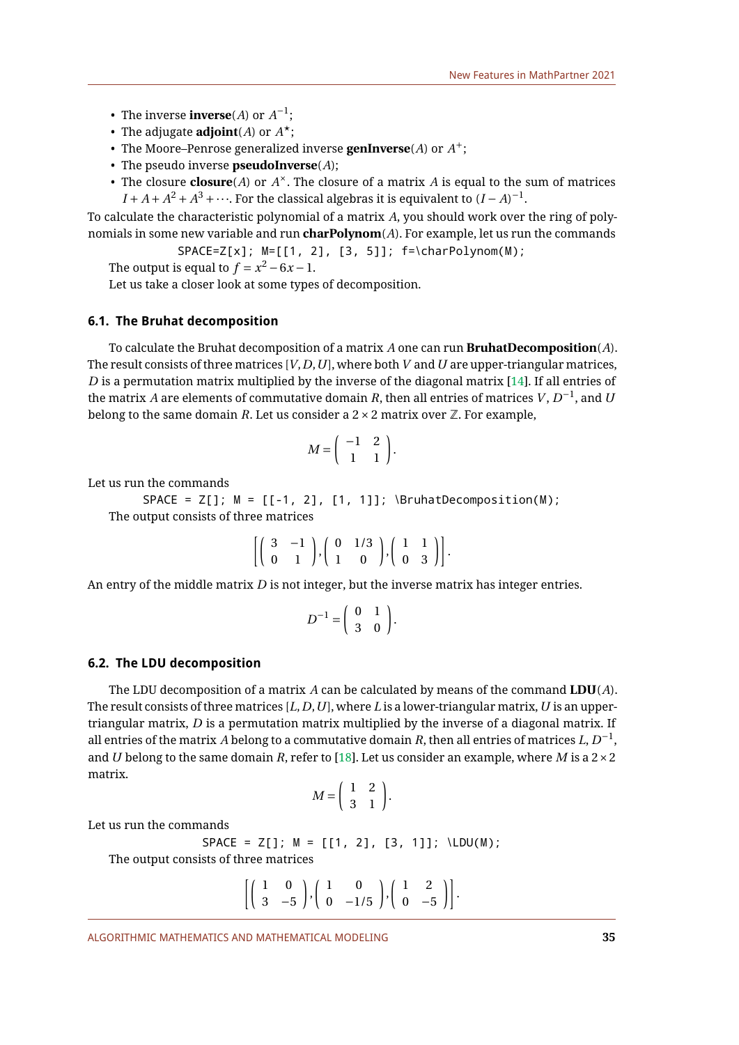- The inverse **inverse**$(A)$ or $A^{-1}$;
- The adjugate **adjoint**$(A)$ or $A^{\star}$;
- The Moore–Penrose generalized inverse **genInverse**$(A)$ or $A^{+}$;
- The pseudo inverse **pseudoInverse**$(A)$;
- The closure **closure**$(A)$ or $A^{\times}$. The closure of a matrix $A$ is equal to the sum of matrices $I + A + A^2 + A^3 + \cdots$. For the classical algebras it is equivalent to $(I - A)^{-1}$.

To calculate the characteristic polynomial of a matrix $A$, you should work over the ring of polynomials in some new variable and run **charPolynom**$(A)$. For example, let us run the commands

```
SPACE=Z[x]; M=[[1, 2], [3, 5]]; f=\charPolynom(M);
```

The output is equal to $f = x^2 - 6x - 1$.

Let us take a closer look at some types of decomposition.

### 6.1. The Bruhat decomposition

To calculate the Bruhat decomposition of a matrix $A$ one can run **BruhatDecomposition**$(A)$. The result consists of three matrices $[V, D, U]$, where both $V$ and $U$ are upper-triangular matrices, $D$ is a permutation matrix multiplied by the inverse of the diagonal matrix [14]. If all entries of the matrix $A$ are elements of commutative domain $R$, then all entries of matrices $V$, $D^{-1}$, and $U$ belong to the same domain $R$. Let us consider a $2 \times 2$ matrix over $\mathbb{Z}$. For example,

$$M = \begin{pmatrix} -1 & 2 \\ 1 & 1 \end{pmatrix}.$$

Let us run the commands

```
SPACE = Z[]; M = [[-1, 2], [1, 1]]; \BruhatDecomposition(M);
```

The output consists of three matrices

$$\left[ \begin{pmatrix} 3 & -1 \\ 0 & 1 \end{pmatrix}, \begin{pmatrix} 0 & 1/3 \\ 1 & 0 \end{pmatrix}, \begin{pmatrix} 1 & 1 \\ 0 & 3 \end{pmatrix} \right].$$

An entry of the middle matrix $D$ is not integer, but the inverse matrix has integer entries.

$$D^{-1} = \begin{pmatrix} 0 & 1 \\ 3 & 0 \end{pmatrix}.$$

### 6.2. The LDU decomposition

The LDU decomposition of a matrix $A$ can be calculated by means of the command **LDU**$(A)$. The result consists of three matrices $[L, D, U]$, where $L$ is a lower-triangular matrix, $U$ is an upper-triangular matrix, $D$ is a permutation matrix multiplied by the inverse of a diagonal matrix. If all entries of the matrix $A$ belong to a commutative domain $R$, then all entries of matrices $L$, $D^{-1}$, and $U$ belong to the same domain $R$, refer to [18]. Let us consider an example, where $M$ is a $2 \times 2$ matrix.

$$M = \begin{pmatrix} 1 & 2 \\ 3 & 1 \end{pmatrix}.$$

Let us run the commands

```
SPACE = Z[]; M = [[1, 2], [3, 1]]; \LDU(M);
```

The output consists of three matrices

$$\left[ \begin{pmatrix} 1 & 0 \\ 3 & -5 \end{pmatrix}, \begin{pmatrix} 1 & 0 \\ 0 & -1/5 \end{pmatrix}, \begin{pmatrix} 1 & 2 \\ 0 & -5 \end{pmatrix} \right].$$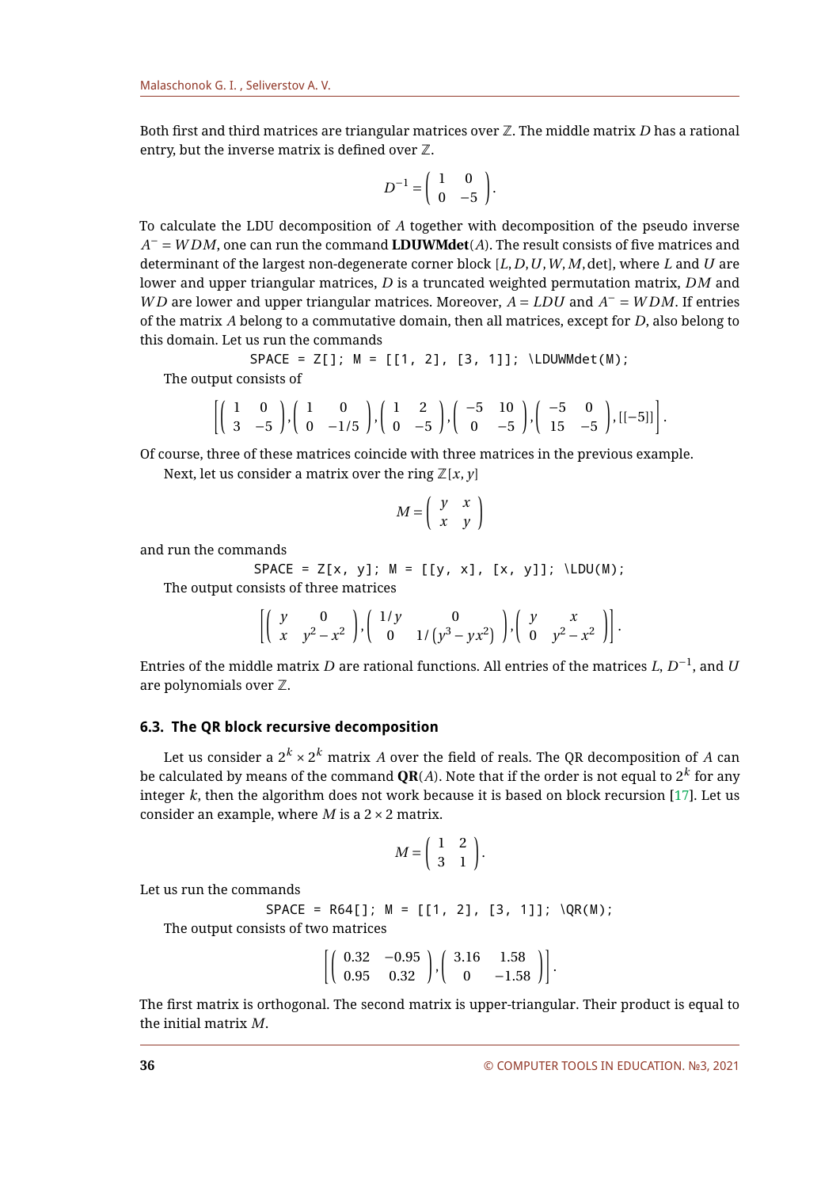Both first and third matrices are triangular matrices over $\mathbb{Z}$. The middle matrix $D$ has a rational entry, but the inverse matrix is defined over $\mathbb{Z}$.

$$D^{-1} = \begin{pmatrix} 1 & 0 \\ 0 & -5 \end{pmatrix}.$$

To calculate the LDU decomposition of $A$ together with decomposition of the pseudo inverse $A^{-} = WDM$, one can run the command **LDUWMdet**$(A)$. The result consists of five matrices and determinant of the largest non-degenerate corner block $[L, D, U, W, M, \det]$, where $L$ and $U$ are lower and upper triangular matrices, $D$ is a truncated weighted permutation matrix, $DM$ and $WD$ are lower and upper triangular matrices. Moreover, $A = LDU$ and $A^{-} = WDM$. If entries of the matrix $A$ belong to a commutative domain, then all matrices, except for $D$, also belong to this domain. Let us run the commands

```
SPACE = Z[]; M = [[1, 2], [3, 1]]; \LDUWMdet(M);
```

The output consists of

$$\left[ \begin{pmatrix} 1 & 0 \\ 3 & -5 \end{pmatrix}, \begin{pmatrix} 1 & 0 \\ 0 & -1/5 \end{pmatrix}, \begin{pmatrix} 1 & 2 \\ 0 & -5 \end{pmatrix}, \begin{pmatrix} -5 & 10 \\ 0 & -5 \end{pmatrix}, \begin{pmatrix} -5 & 0 \\ 15 & -5 \end{pmatrix}, [[-5]] \right].$$

Of course, three of these matrices coincide with three matrices in the previous example.

Next, let us consider a matrix over the ring $\mathbb{Z}[x, y]$

$$M = \begin{pmatrix} y & x \\ x & y \end{pmatrix}$$

and run the commands

```
SPACE = Z[x, y]; M = [[y, x], [x, y]]; \LDU(M);
```

The output consists of three matrices

$$\left[ \begin{pmatrix} y & 0 \\ x & y^2 - x^2 \end{pmatrix}, \begin{pmatrix} 1/y & 0 \\ 0 & 1/\left(y^3 - yx^2\right) \end{pmatrix}, \begin{pmatrix} y & x \\ 0 & y^2 - x^2 \end{pmatrix} \right].$$

Entries of the middle matrix $D$ are rational functions. All entries of the matrices $L$, $D^{-1}$, and $U$ are polynomials over $\mathbb{Z}$.

### 6.3. The QR block recursive decomposition

Let us consider a $2^k \times 2^k$ matrix $A$ over the field of reals. The QR decomposition of $A$ can be calculated by means of the command **QR**$(A)$. Note that if the order is not equal to $2^k$ for any integer $k$, then the algorithm does not work because it is based on block recursion [17]. Let us consider an example, where $M$ is a $2 \times 2$ matrix.

$$M = \begin{pmatrix} 1 & 2 \\ 3 & 1 \end{pmatrix}.$$

Let us run the commands

```
SPACE = R64[]; M = [[1, 2], [3, 1]]; \QR(M);
```

The output consists of two matrices

$$\left[ \begin{pmatrix} 0.32 & -0.95 \\ 0.95 & 0.32 \end{pmatrix}, \begin{pmatrix} 3.16 & 1.58 \\ 0 & -1.58 \end{pmatrix} \right].$$

The first matrix is orthogonal. The second matrix is upper-triangular. Their product is equal to the initial matrix $M$.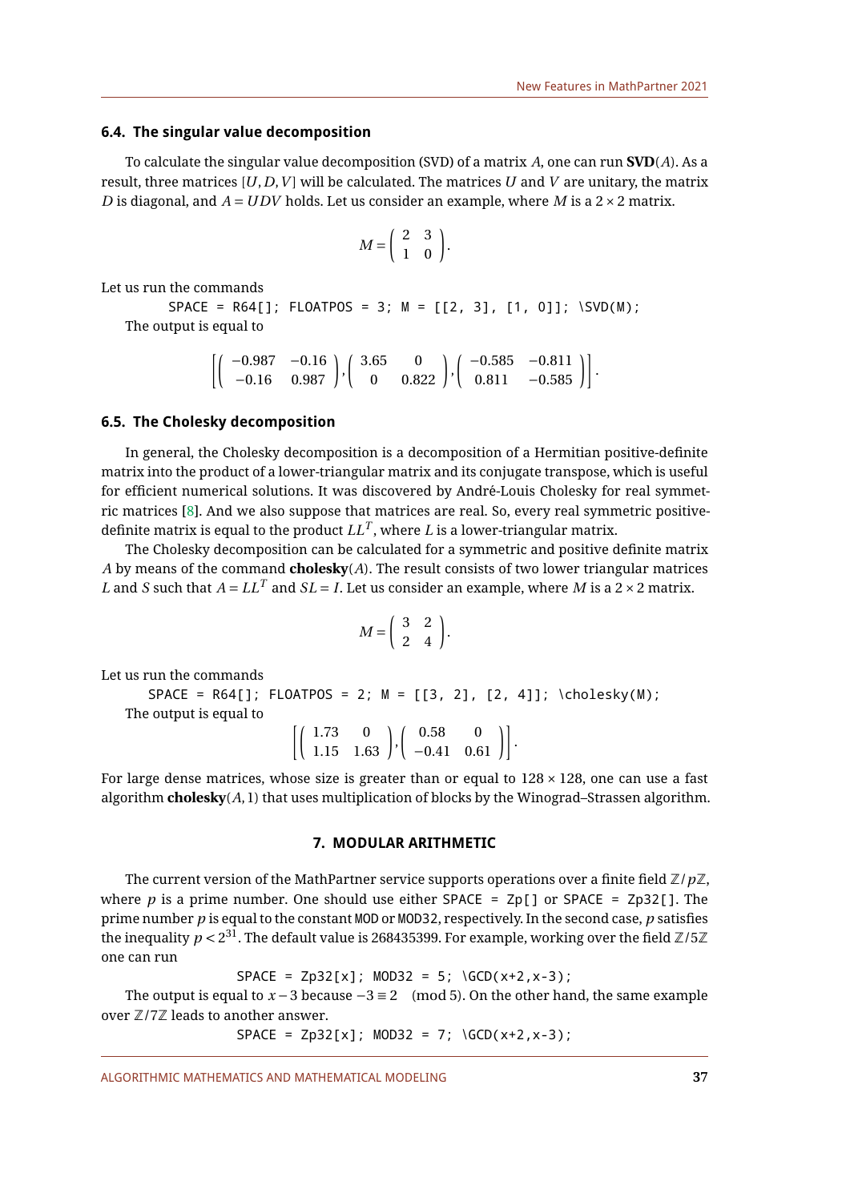### 6.4. The singular value decomposition

To calculate the singular value decomposition (SVD) of a matrix $A$, one can run **SVD**($A$). As a result, three matrices $[U, D, V]$ will be calculated. The matrices $U$ and $V$ are unitary, the matrix $D$ is diagonal, and $A = UDV$ holds. Let us consider an example, where $M$ is a $2\times 2$ matrix.

$$M = \begin{pmatrix} 2 & 3 \\ 1 & 0 \end{pmatrix}.$$

Let us run the commands

```
SPACE = R64[]; FLOATPOS = 3; M = [[2, 3], [1, 0]]; \SVD(M);
```

The output is equal to

$$\left[ \begin{pmatrix} -0.987 & -0.16 \\ -0.16 & 0.987 \end{pmatrix}, \begin{pmatrix} 3.65 & 0 \\ 0 & 0.822 \end{pmatrix}, \begin{pmatrix} -0.585 & -0.811 \\ 0.811 & -0.585 \end{pmatrix} \right].$$

### 6.5. The Cholesky decomposition

In general, the Cholesky decomposition is a decomposition of a Hermitian positive-definite matrix into the product of a lower-triangular matrix and its conjugate transpose, which is useful for efficient numerical solutions. It was discovered by André-Louis Cholesky for real symmetric matrices [8]. And we also suppose that matrices are real. So, every real symmetric positive-definite matrix is equal to the product $LL^T$, where $L$ is a lower-triangular matrix.

The Cholesky decomposition can be calculated for a symmetric and positive definite matrix $A$ by means of the command **cholesky**($A$). The result consists of two lower triangular matrices $L$ and $S$ such that $A = LL^T$ and $SL = I$. Let us consider an example, where $M$ is a $2\times 2$ matrix.

$$M = \begin{pmatrix} 3 & 2 \\ 2 & 4 \end{pmatrix}.$$

Let us run the commands

```
SPACE = R64[]; FLOATPOS = 2; M = [[3, 2], [2, 4]]; \cholesky(M);
```

The output is equal to

$$\left[ \begin{pmatrix} 1.73 & 0 \\ 1.15 & 1.63 \end{pmatrix}, \begin{pmatrix} 0.58 & 0 \\ -0.41 & 0.61 \end{pmatrix} \right].$$

For large dense matrices, whose size is greater than or equal to $128\times 128$, one can use a fast algorithm **cholesky**($A$, 1) that uses multiplication of blocks by the Winograd–Strassen algorithm.

## 7. MODULAR ARITHMETIC

The current version of the MathPartner service supports operations over a finite field $\mathbb{Z}/p\mathbb{Z}$, where $p$ is a prime number. One should use either `SPACE = Zp[]` or `SPACE = Zp32[]`. The prime number $p$ is equal to the constant `MOD` or `MOD32`, respectively. In the second case, $p$ satisfies the inequality $p < 2^{31}$. The default value is 268435399. For example, working over the field $\mathbb{Z}/5\mathbb{Z}$ one can run

```
SPACE = Zp32[x]; MOD32 = 5; \GCD(x+2,x-3);
```

The output is equal to $x-3$ because $-3 \equiv 2 \pmod 5$. On the other hand, the same example over $\mathbb{Z}/7\mathbb{Z}$ leads to another answer.

```
SPACE = Zp32[x]; MOD32 = 7; \GCD(x+2,x-3);
```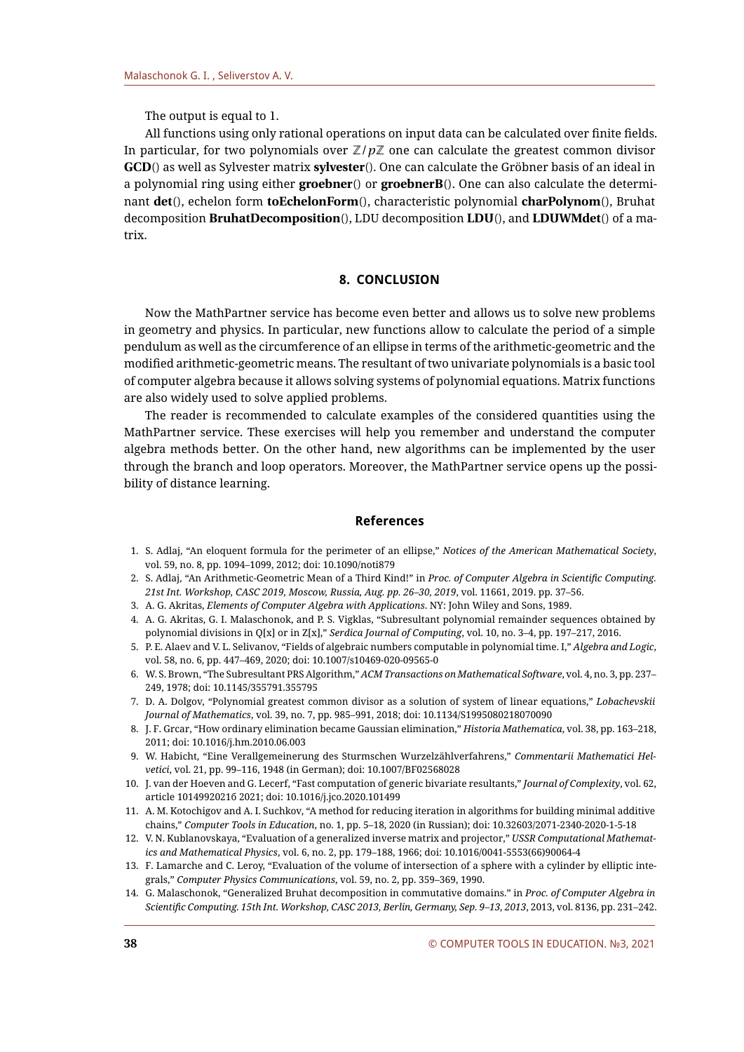The output is equal to 1.

All functions using only rational operations on input data can be calculated over finite fields. In particular, for two polynomials over $\mathbb{Z}/p\mathbb{Z}$ one can calculate the greatest common divisor **GCD**() as well as Sylvester matrix **sylvester**(). One can calculate the Gröbner basis of an ideal in a polynomial ring using either **groebner**() or **groebnerB**(). One can also calculate the determinant **det**(), echelon form **toEchelonForm**(), characteristic polynomial **charPolynom**(), Bruhat decomposition **BruhatDecomposition**(), LDU decomposition **LDU**(), and **LDUWMdet**() of a matrix.

## 8. CONCLUSION

Now the MathPartner service has become even better and allows us to solve new problems in geometry and physics. In particular, new functions allow to calculate the period of a simple pendulum as well as the circumference of an ellipse in terms of the arithmetic-geometric and the modified arithmetic-geometric means. The resultant of two univariate polynomials is a basic tool of computer algebra because it allows solving systems of polynomial equations. Matrix functions are also widely used to solve applied problems.

The reader is recommended to calculate examples of the considered quantities using the MathPartner service. These exercises will help you remember and understand the computer algebra methods better. On the other hand, new algorithms can be implemented by the user through the branch and loop operators. Moreover, the MathPartner service opens up the possibility of distance learning.

## References

1. S. Adlaj, "An eloquent formula for the perimeter of an ellipse," *Notices of the American Mathematical Society*, vol. 59, no. 8, pp. 1094–1099, 2012; doi: 10.1090/noti879
2. S. Adlaj, "An Arithmetic-Geometric Mean of a Third Kind!" in *Proc. of Computer Algebra in Scientific Computing. 21st Int. Workshop, CASC 2019, Moscow, Russia, Aug. pp. 26–30, 2019*, vol. 11661, 2019. pp. 37–56.
3. A. G. Akritas, *Elements of Computer Algebra with Applications*. NY: John Wiley and Sons, 1989.
4. A. G. Akritas, G. I. Malaschonok, and P. S. Vigklas, "Subresultant polynomial remainder sequences obtained by polynomial divisions in Q[x] or in Z[x]," *Serdica Journal of Computing*, vol. 10, no. 3–4, pp. 197–217, 2016.
5. P. E. Alaev and V. L. Selivanov, "Fields of algebraic numbers computable in polynomial time. I," *Algebra and Logic*, vol. 58, no. 6, pp. 447–469, 2020; doi: 10.1007/s10469-020-09565-0
6. W. S. Brown, "The Subresultant PRS Algorithm," *ACM Transactions on Mathematical Software*, vol. 4, no. 3, pp. 237–249, 1978; doi: 10.1145/355791.355795
7. D. A. Dolgov, "Polynomial greatest common divisor as a solution of system of linear equations," *Lobachevskii Journal of Mathematics*, vol. 39, no. 7, pp. 985–991, 2018; doi: 10.1134/S1995080218070090
8. J. F. Grcar, "How ordinary elimination became Gaussian elimination," *Historia Mathematica*, vol. 38, pp. 163–218, 2011; doi: 10.1016/j.hm.2010.06.003
9. W. Habicht, "Eine Verallgemeinerung des Sturmschen Wurzelzählverfahrens," *Commentarii Mathematici Helvetici*, vol. 21, pp. 99–116, 1948 (in German); doi: 10.1007/BF02568028
10. J. van der Hoeven and G. Lecerf, "Fast computation of generic bivariate resultants," *Journal of Complexity*, vol. 62, article 10149920216 2021; doi: 10.1016/j.jco.2020.101499
11. A. M. Kotochigov and A. I. Suchkov, "A method for reducing iteration in algorithms for building minimal additive chains," *Computer Tools in Education*, no. 1, pp. 5–18, 2020 (in Russian); doi: 10.32603/2071-2340-2020-1-5-18
12. V. N. Kublanovskaya, "Evaluation of a generalized inverse matrix and projector," *USSR Computational Mathematics and Mathematical Physics*, vol. 6, no. 2, pp. 179–188, 1966; doi: 10.1016/0041-5553(66)90064-4
13. F. Lamarche and C. Leroy, "Evaluation of the volume of intersection of a sphere with a cylinder by elliptic integrals," *Computer Physics Communications*, vol. 59, no. 2, pp. 359–369, 1990.
14. G. Malaschonok, "Generalized Bruhat decomposition in commutative domains." in *Proc. of Computer Algebra in Scientific Computing. 15th Int. Workshop, CASC 2013, Berlin, Germany, Sep. 9–13, 2013*, 2013, vol. 8136, pp. 231–242.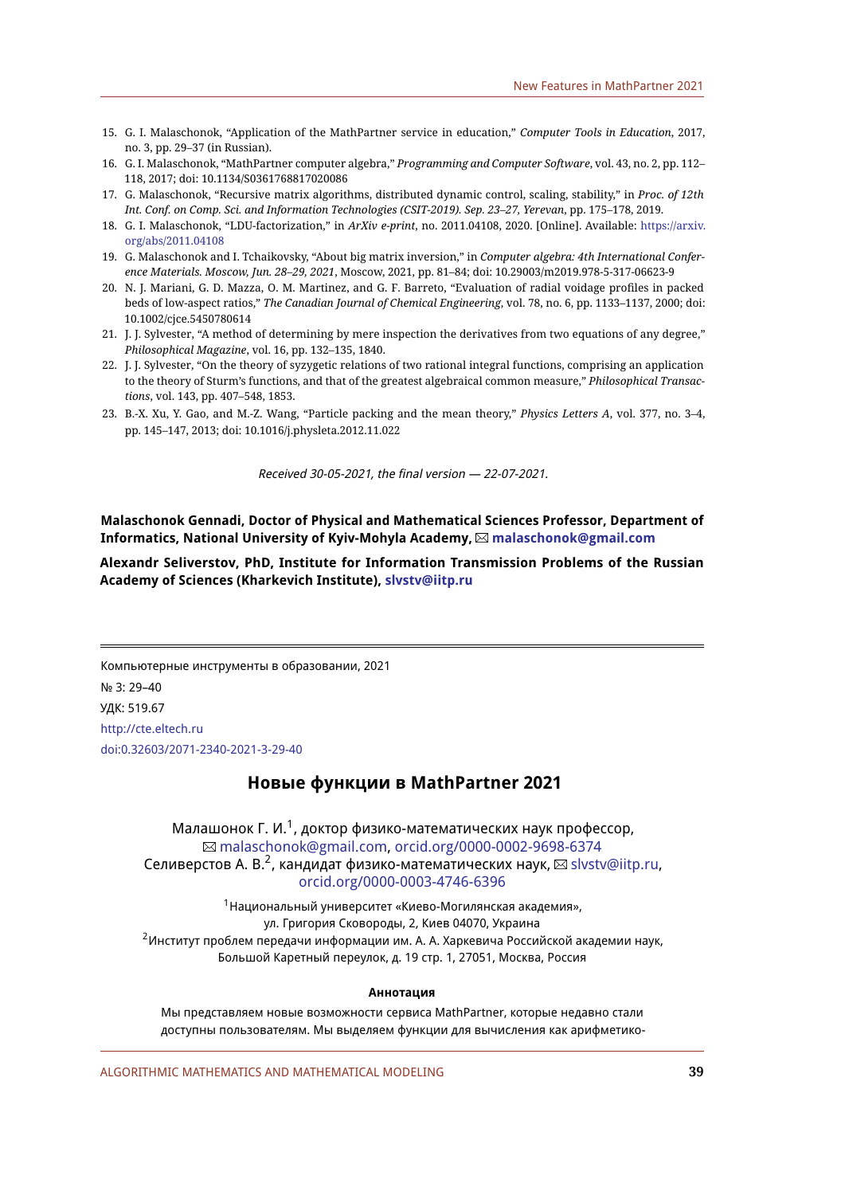15. G. I. Malaschonok, "Application of the MathPartner service in education," *Computer Tools in Education*, 2017, no. 3, pp. 29–37 (in Russian).
16. G. I. Malaschonok, "MathPartner computer algebra," *Programming and Computer Software*, vol. 43, no. 2, pp. 112–118, 2017; doi: 10.1134/S0361768817020086
17. G. Malaschonok, "Recursive matrix algorithms, distributed dynamic control, scaling, stability," in *Proc. of 12th Int. Conf. on Comp. Sci. and Information Technologies (CSIT-2019). Sep. 23–27, Yerevan*, pp. 175–178, 2019.
18. G. I. Malaschonok, "LDU-factorization," in *ArXiv e-print*, no. 2011.04108, 2020. [Online]. Available: https://arxiv.org/abs/2011.04108
19. G. Malaschonok and I. Tchaikovsky, "About big matrix inversion," in *Computer algebra: 4th International Conference Materials. Moscow, Jun. 28–29, 2021*, Moscow, 2021, pp. 81–84; doi: 10.29003/m2019.978-5-317-06623-9
20. N. J. Mariani, G. D. Mazza, O. M. Martinez, and G. F. Barreto, "Evaluation of radial voidage profiles in packed beds of low-aspect ratios," *The Canadian Journal of Chemical Engineering*, vol. 78, no. 6, pp. 1133–1137, 2000; doi: 10.1002/cjce.5450780614
21. J. J. Sylvester, "A method of determining by mere inspection the derivatives from two equations of any degree," *Philosophical Magazine*, vol. 16, pp. 132–135, 1840.
22. J. J. Sylvester, "On the theory of syzygetic relations of two rational integral functions, comprising an application to the theory of Sturm's functions, and that of the greatest algebraical common measure," *Philosophical Transactions*, vol. 143, pp. 407–548, 1853.
23. B.-X. Xu, Y. Gao, and M.-Z. Wang, "Particle packing and the mean theory," *Physics Letters A*, vol. 377, no. 3–4, pp. 145–147, 2013; doi: 10.1016/j.physleta.2012.11.022

*Received 30-05-2021, the final version — 22-07-2021.*

**Malaschonok Gennadi, Doctor of Physical and Mathematical Sciences Professor, Department of Informatics, National University of Kyiv-Mohyla Academy, ✉ malaschonok@gmail.com**

**Alexandr Seliverstov, PhD, Institute for Information Transmission Problems of the Russian Academy of Sciences (Kharkevich Institute), slvstv@iitp.ru**

---

Компьютерные инструменты в образовании, 2021

№ 3: 29–40

УДК: 519.67

http://cte.eltech.ru

doi:0.32603/2071-2340-2021-3-29-40

## Новые функции в MathPartner 2021

Малашонок Г. И.[1], доктор физико-математических наук профессор, ✉ malaschonok@gmail.com, orcid.org/0000-0002-9698-6374
Селиверстов А. В.[2], кандидат физико-математических наук, ✉ slvstv@iitp.ru, orcid.org/0000-0003-4746-6396

[1]Национальный университет «Киево-Могилянская академия»,
ул. Григория Сковороды, 2, Киев 04070, Украина
[2]Институт проблем передачи информации им. А. А. Харкевича Российской академии наук,
Большой Каретный переулок, д. 19 стр. 1, 27051, Москва, Россия

**Аннотация**

Мы представляем новые возможности сервиса MathPartner, которые недавно стали доступны пользователям. Мы выделяем функции для вычисления как арифметико-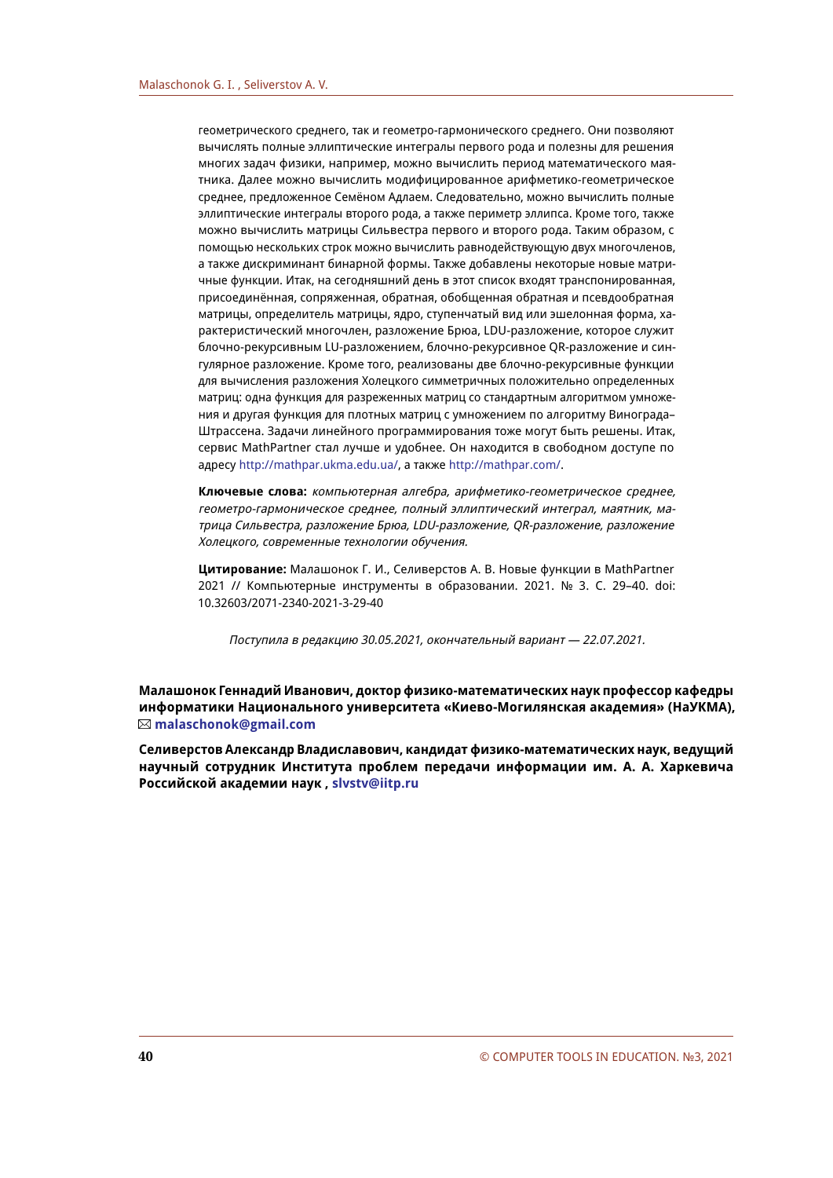геометрического среднего, так и геометро-гармонического среднего. Они позволяют вычислять полные эллиптические интегралы первого рода и полезны для решения многих задач физики, например, можно вычислить период математического маятника. Далее можно вычислить модифицированное арифметико-геометрическое среднее, предложенное Семёном Адлаем. Следовательно, можно вычислить полные эллиптические интегралы второго рода, а также периметр эллипса. Кроме того, также можно вычислить матрицы Сильвестра первого и второго рода. Таким образом, с помощью нескольких строк можно вычислить равнодействующую двух многочленов, а также дискриминант бинарной формы. Также добавлены некоторые новые матричные функции. Итак, на сегодняшний день в этот список входят транспонированная, присоединённая, сопряженная, обратная, обобщенная обратная и псевдообратная матрицы, определитель матрицы, ядро, ступенчатый вид или эшелонная форма, характеристический многочлен, разложение Брюа, LDU-разложение, которое служит блочно-рекурсивным LU-разложением, блочно-рекурсивное QR-разложение и сингулярное разложение. Кроме того, реализованы две блочно-рекурсивные функции для вычисления разложения Холецкого симметричных положительно определенных матриц: одна функция для разреженных матриц со стандартным алгоритмом умножения и другая функция для плотных матриц с умножением по алгоритму Винограда–Штрассена. Задачи линейного программирования тоже могут быть решены. Итак, сервис MathPartner стал лучше и удобнее. Он находится в свободном доступе по адресу http://mathpar.ukma.edu.ua/, а также http://mathpar.com/.

**Ключевые слова:** *компьютерная алгебра, арифметико-геометрическое среднее, геометро-гармоническое среднее, полный эллиптический интеграл, маятник, матрица Сильвестра, разложение Брюа, LDU-разложение, QR-разложение, разложение Холецкого, современные технологии обучения.*

**Цитирование:** Малашонок Г. И., Селиверстов А. В. Новые функции в MathPartner 2021 // Компьютерные инструменты в образовании. 2021. № 3. С. 29–40. doi: 10.32603/2071-2340-2021-3-29-40

*Поступила в редакцию 30.05.2021, окончательный вариант — 22.07.2021.*

**Малашонок Геннадий Иванович, доктор физико-математических наук профессор кафедры информатики Национального университета «Киево-Могилянская академия» (НаУКМА), ✉ malaschonok@gmail.com**

**Селиверстов Александр Владиславович, кандидат физико-математических наук, ведущий научный сотрудник Института проблем передачи информации им. А. А. Харкевича Российской академии наук , slvstv@iitp.ru**